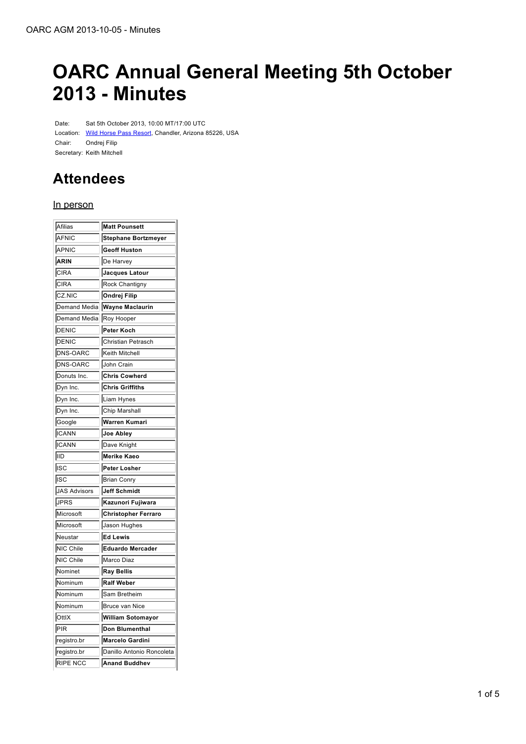# OARC Annual General Meeting 5th October 2013 - Minutes

| | |
|---|---|
| Date: | Sat 5th October 2013, 10:00 MT/17:00 UTC |
| Location: | Wild Horse Pass Resort, Chandler, Arizona 85226, USA |
| Chair: | Ondrej Filip |
| Secretary: | Keith Mitchell |

## Attendees

### In person

| | |
|---|---|
| Afilias | **Matt Pounsett** |
| AFNIC | **Stephane Bortzmeyer** |
| APNIC | **Geoff Huston** |
| **ARIN** | De Harvey |
| CIRA | **Jacques Latour** |
| CIRA | Rock Chantigny |
| CZ.NIC | **Ondrej Filip** |
| Demand Media | **Wayne Maclaurin** |
| Demand Media | Roy Hooper |
| DENIC | **Peter Koch** |
| DENIC | Christian Petrasch |
| DNS-OARC | Keith Mitchell |
| DNS-OARC | John Crain |
| Donuts Inc. | **Chris Cowherd** |
| Dyn Inc. | **Chris Griffiths** |
| Dyn Inc. | Liam Hynes |
| Dyn Inc. | Chip Marshall |
| Google | **Warren Kumari** |
| ICANN | **Joe Abley** |
| ICANN | Dave Knight |
| IID | **Merike Kaeo** |
| ISC | **Peter Losher** |
| ISC | Brian Conry |
| JAS Advisors | **Jeff Schmidt** |
| JPRS | **Kazunori Fujiwara** |
| Microsoft | **Christopher Ferraro** |
| Microsoft | Jason Hughes |
| Neustar | **Ed Lewis** |
| NIC Chile | **Eduardo Mercader** |
| NIC Chile | Marco Diaz |
| Nominet | **Ray Bellis** |
| Nominum | **Ralf Weber** |
| Nominum | Sam Bretheim |
| Nominum | Bruce van Nice |
| OttIX | **William Sotomayor** |
| PIR | **Don Blumenthal** |
| registro.br | **Marcelo Gardini** |
| registro.br | Danillo Antonio Roncoleta |
| RIPE NCC | **Anand Buddhev** |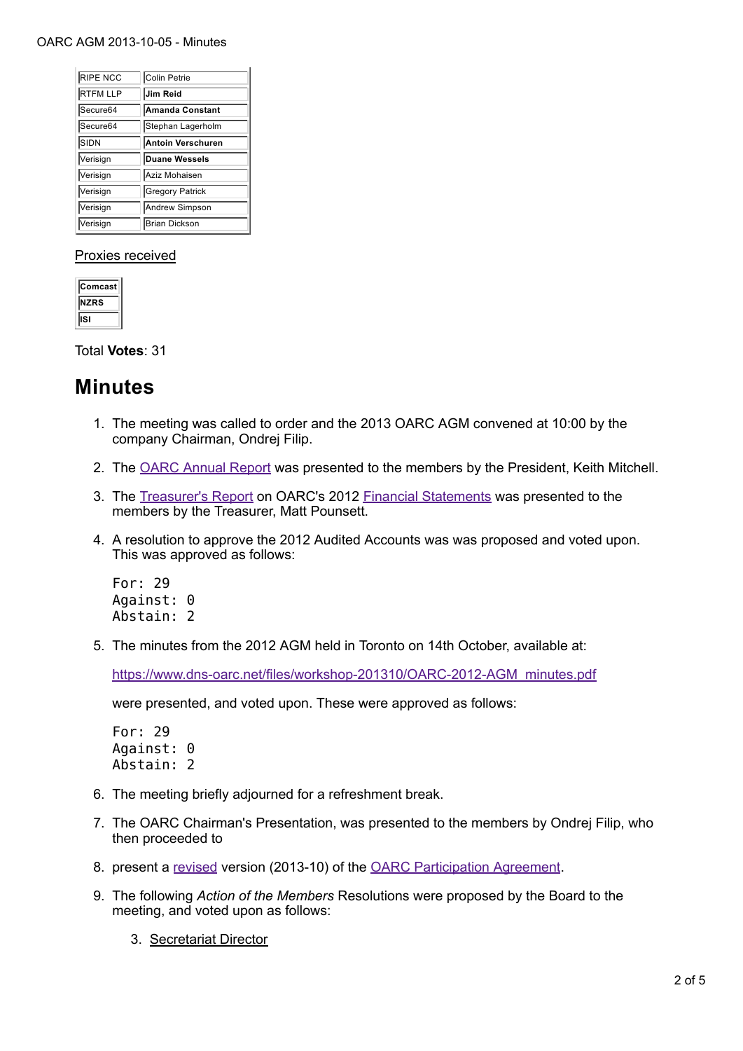| | |
|---|---|
| RIPE NCC | Colin Petrie |
| RTFM LLP | **Jim Reid** |
| Secure64 | **Amanda Constant** |
| Secure64 | Stephan Lagerholm |
| SIDN | **Antoin Verschuren** |
| Verisign | **Duane Wessels** |
| Verisign | Aziz Mohaisen |
| Verisign | Gregory Patrick |
| Verisign | Andrew Simpson |
| Verisign | Brian Dickson |

<u>Proxies received</u>

| |
|---|
| **Comcast** |
| **NZRS** |
| **ISI** |

Total **Votes**: 31

# Minutes

1. The meeting was called to order and the 2013 OARC AGM convened at 10:00 by the company Chairman, Ondrej Filip.

2. The OARC Annual Report was presented to the members by the President, Keith Mitchell.

3. The Treasurer's Report on OARC's 2012 Financial Statements was presented to the members by the Treasurer, Matt Pounsett.

4. A resolution to approve the 2012 Audited Accounts was was proposed and voted upon. This was approved as follows:

   ```
   For: 29
   Against: 0
   Abstain: 2
   ```

5. The minutes from the 2012 AGM held in Toronto on 14th October, available at:

   https://www.dns-oarc.net/files/workshop-201310/OARC-2012-AGM_minutes.pdf

   were presented, and voted upon. These were approved as follows:

   ```
   For: 29
   Against: 0
   Abstain: 2
   ```

6. The meeting briefly adjourned for a refreshment break.

7. The OARC Chairman's Presentation, was presented to the members by Ondrej Filip, who then proceeded to

8. present a revised version (2013-10) of the OARC Participation Agreement.

9. The following *Action of the Members* Resolutions were proposed by the Board to the meeting, and voted upon as follows:

   3. <u>Secretariat Director</u>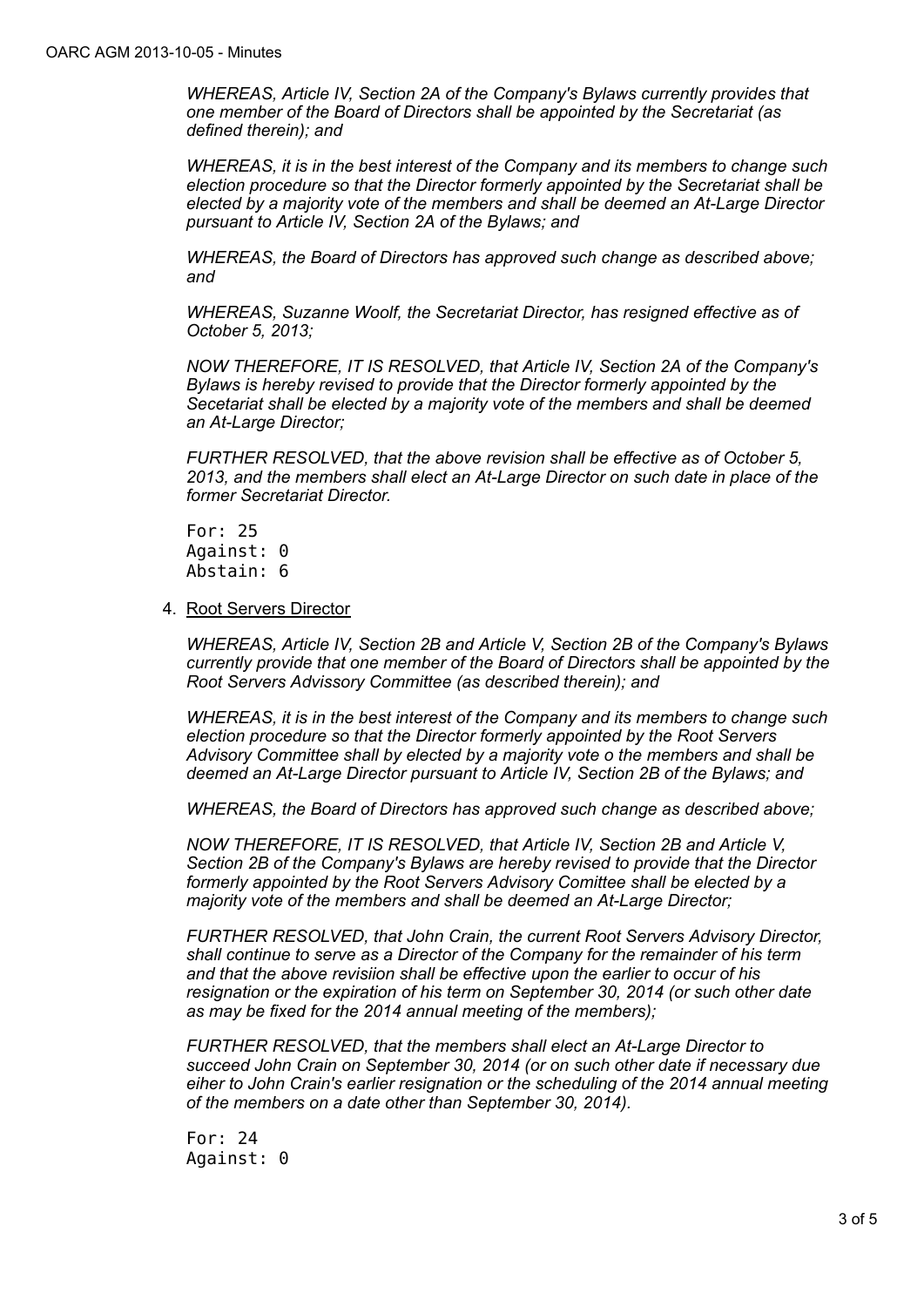*WHEREAS, Article IV, Section 2A of the Company's Bylaws currently provides that one member of the Board of Directors shall be appointed by the Secretariat (as defined therein); and*

*WHEREAS, it is in the best interest of the Company and its members to change such election procedure so that the Director formerly appointed by the Secretariat shall be elected by a majority vote of the members and shall be deemed an At-Large Director pursuant to Article IV, Section 2A of the Bylaws; and*

*WHEREAS, the Board of Directors has approved such change as described above; and*

*WHEREAS, Suzanne Woolf, the Secretariat Director, has resigned effective as of October 5, 2013;*

*NOW THEREFORE, IT IS RESOLVED, that Article IV, Section 2A of the Company's Bylaws is hereby revised to provide that the Director formerly appointed by the Secetariat shall be elected by a majority vote of the members and shall be deemed an At-Large Director;*

*FURTHER RESOLVED, that the above revision shall be effective as of October 5, 2013, and the members shall elect an At-Large Director on such date in place of the former Secretariat Director.*

```
For: 25
Against: 0
Abstain: 6
```

4. Root Servers Director

*WHEREAS, Article IV, Section 2B and Article V, Section 2B of the Company's Bylaws currently provide that one member of the Board of Directors shall be appointed by the Root Servers Advissory Committee (as described therein); and*

*WHEREAS, it is in the best interest of the Company and its members to change such election procedure so that the Director formerly appointed by the Root Servers Advisory Committee shall by elected by a majority vote o the members and shall be deemed an At-Large Director pursuant to Article IV, Section 2B of the Bylaws; and*

*WHEREAS, the Board of Directors has approved such change as described above;*

*NOW THEREFORE, IT IS RESOLVED, that Article IV, Section 2B and Article V, Section 2B of the Company's Bylaws are hereby revised to provide that the Director formerly appointed by the Root Servers Advisory Comittee shall be elected by a majority vote of the members and shall be deemed an At-Large Director;*

*FURTHER RESOLVED, that John Crain, the current Root Servers Advisory Director, shall continue to serve as a Director of the Company for the remainder of his term and that the above revisiion shall be effective upon the earlier to occur of his resignation or the expiration of his term on September 30, 2014 (or such other date as may be fixed for the 2014 annual meeting of the members);*

*FURTHER RESOLVED, that the members shall elect an At-Large Director to succeed John Crain on September 30, 2014 (or on such other date if necessary due eiher to John Crain's earlier resignation or the scheduling of the 2014 annual meeting of the members on a date other than September 30, 2014).*

```
For: 24
Against: 0
```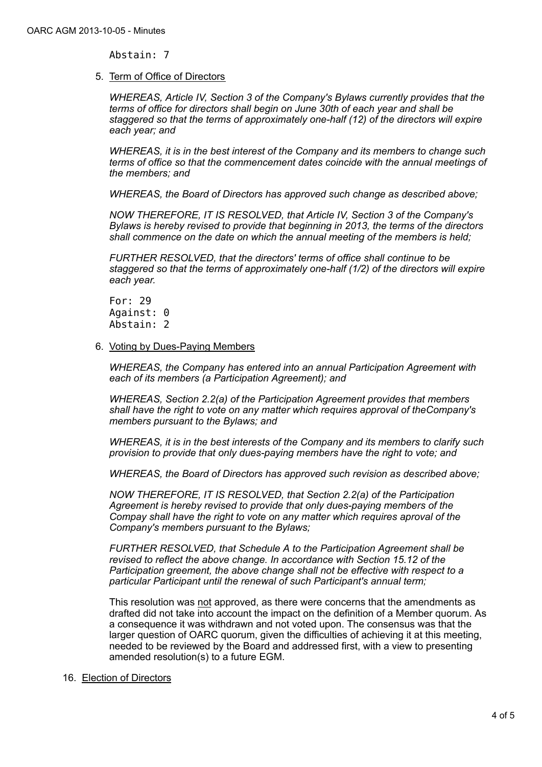Abstain: 7

5. Term of Office of Directors

   *WHEREAS, Article IV, Section 3 of the Company's Bylaws currently provides that the terms of office for directors shall begin on June 30th of each year and shall be staggered so that the terms of approximately one-half (12) of the directors will expire each year; and*

   *WHEREAS, it is in the best interest of the Company and its members to change such terms of office so that the commencement dates coincide with the annual meetings of the members; and*

   *WHEREAS, the Board of Directors has approved such change as described above;*

   *NOW THEREFORE, IT IS RESOLVED, that Article IV, Section 3 of the Company's Bylaws is hereby revised to provide that beginning in 2013, the terms of the directors shall commence on the date on which the annual meeting of the members is held;*

   *FURTHER RESOLVED, that the directors' terms of office shall continue to be staggered so that the terms of approximately one-half (1/2) of the directors will expire each year.*

   ```
   For: 29
   Against: 0
   Abstain: 2
   ```

6. Voting by Dues-Paying Members

   *WHEREAS, the Company has entered into an annual Participation Agreement with each of its members (a Participation Agreement); and*

   *WHEREAS, Section 2.2(a) of the Participation Agreement provides that members shall have the right to vote on any matter which requires approval of theCompany's members pursuant to the Bylaws; and*

   *WHEREAS, it is in the best interests of the Company and its members to clarify such provision to provide that only dues-paying members have the right to vote; and*

   *WHEREAS, the Board of Directors has approved such revision as described above;*

   *NOW THEREFORE, IT IS RESOLVED, that Section 2.2(a) of the Participation Agreement is hereby revised to provide that only dues-paying members of the Compay shall have the right to vote on any matter which requires aproval of the Company's members pursuant to the Bylaws;*

   *FURTHER RESOLVED, that Schedule A to the Participation Agreement shall be revised to reflect the above change. In accordance with Section 15.12 of the Participation greement, the above change shall not be effective with respect to a particular Participant until the renewal of such Participant's annual term;*

   This resolution was not approved, as there were concerns that the amendments as drafted did not take into account the impact on the definition of a Member quorum. As a consequence it was withdrawn and not voted upon. The consensus was that the larger question of OARC quorum, given the difficulties of achieving it at this meeting, needed to be reviewed by the Board and addressed first, with a view to presenting amended resolution(s) to a future EGM.

16. Election of Directors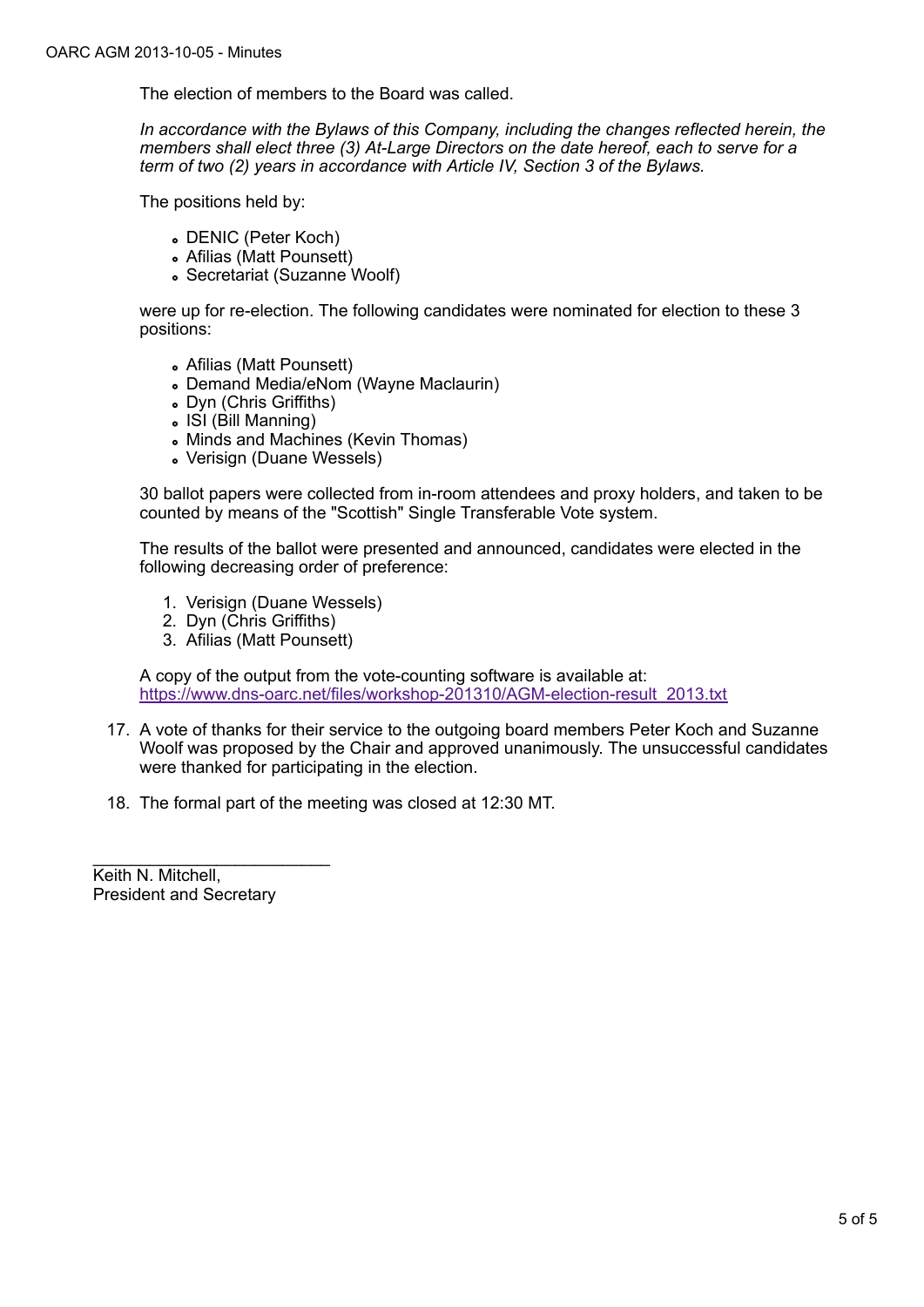The election of members to the Board was called.

*In accordance with the Bylaws of this Company, including the changes reflected herein, the members shall elect three (3) At-Large Directors on the date hereof, each to serve for a term of two (2) years in accordance with Article IV, Section 3 of the Bylaws.*

The positions held by:

- DENIC (Peter Koch)
- Afilias (Matt Pounsett)
- Secretariat (Suzanne Woolf)

were up for re-election. The following candidates were nominated for election to these 3 positions:

- Afilias (Matt Pounsett)
- Demand Media/eNom (Wayne Maclaurin)
- Dyn (Chris Griffiths)
- ISI (Bill Manning)
- Minds and Machines (Kevin Thomas)
- Verisign (Duane Wessels)

30 ballot papers were collected from in-room attendees and proxy holders, and taken to be counted by means of the "Scottish" Single Transferable Vote system.

The results of the ballot were presented and announced, candidates were elected in the following decreasing order of preference:

1. Verisign (Duane Wessels)
2. Dyn (Chris Griffiths)
3. Afilias (Matt Pounsett)

A copy of the output from the vote-counting software is available at: https://www.dns-oarc.net/files/workshop-201310/AGM-election-result_2013.txt

17. A vote of thanks for their service to the outgoing board members Peter Koch and Suzanne Woolf was proposed by the Chair and approved unanimously. The unsuccessful candidates were thanked for participating in the election.

18. The formal part of the meeting was closed at 12:30 MT.

\_\_\_\_\_\_\_\_\_\_\_\_\_\_\_\_\_\_\_\_\_\_\_\_\_\_

Keith N. Mitchell,
President and Secretary